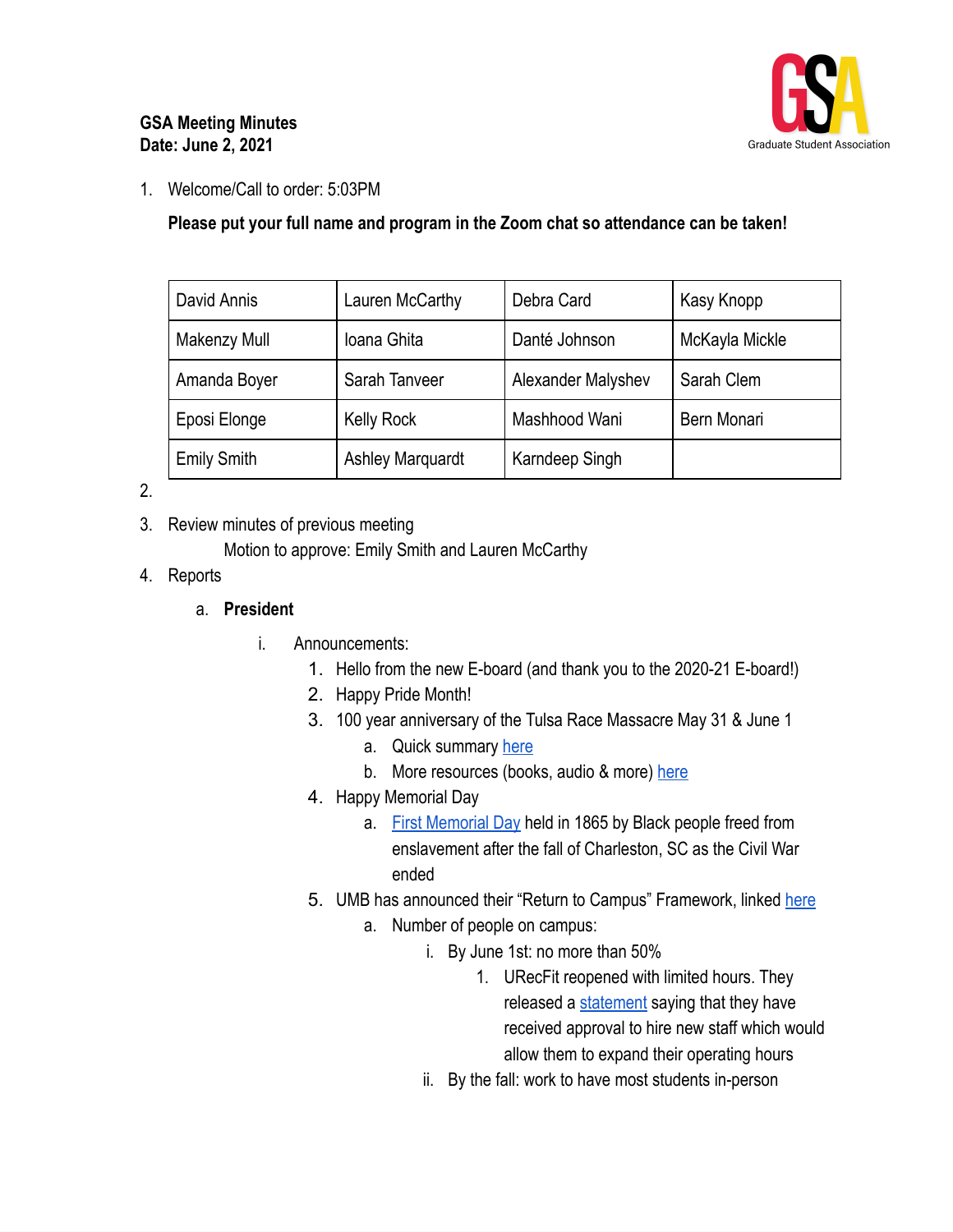GSA
Graduate Student Association

**GSA Meeting Minutes**
**Date: June 2, 2021**

1. Welcome/Call to order: 5:03PM

   **Please put your full name and program in the Zoom chat so attendance can be taken!**

| David Annis | Lauren McCarthy | Debra Card | Kasy Knopp |
|---|---|---|---|
| Makenzy Mull | Ioana Ghita | Danté Johnson | McKayla Mickle |
| Amanda Boyer | Sarah Tanveer | Alexander Malyshev | Sarah Clem |
| Eposi Elonge | Kelly Rock | Mashhood Wani | Bern Monari |
| Emily Smith | Ashley Marquardt | Karndeep Singh | |

2. 
3. Review minutes of previous meeting
   Motion to approve: Emily Smith and Lauren McCarthy
4. Reports
   a. **President**
      i. Announcements:
         1. Hello from the new E-board (and thank you to the 2020-21 E-board!)
         2. Happy Pride Month!
         3. 100 year anniversary of the Tulsa Race Massacre May 31 & June 1
            a. Quick summary here
            b. More resources (books, audio & more) here
         4. Happy Memorial Day
            a. First Memorial Day held in 1865 by Black people freed from enslavement after the fall of Charleston, SC as the Civil War ended
         5. UMB has announced their "Return to Campus" Framework, linked here
            a. Number of people on campus:
               i. By June 1st: no more than 50%
                  1. URecFit reopened with limited hours. They released a statement saying that they have received approval to hire new staff which would allow them to expand their operating hours
               ii. By the fall: work to have most students in-person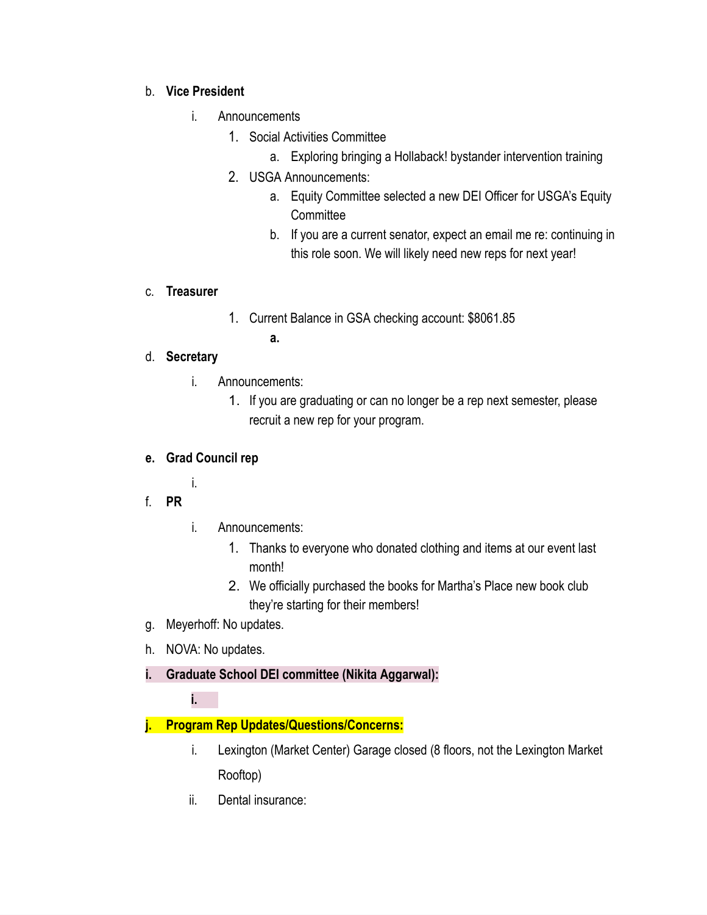b. **Vice President**

   i. Announcements

      1. Social Activities Committee

         a. Exploring bringing a Hollaback! bystander intervention training

      2. USGA Announcements:

         a. Equity Committee selected a new DEI Officer for USGA's Equity Committee

         b. If you are a current senator, expect an email me re: continuing in this role soon. We will likely need new reps for next year!

c. **Treasurer**

   1. Current Balance in GSA checking account: $8061.85

      a.

d. **Secretary**

   i. Announcements:

      1. If you are graduating or can no longer be a rep next semester, please recruit a new rep for your program.

**e. Grad Council rep**

   i.

f. **PR**

   i. Announcements:

      1. Thanks to everyone who donated clothing and items at our event last month!

      2. We officially purchased the books for Martha's Place new book club they're starting for their members!

g. Meyerhoff: No updates.

h. NOVA: No updates.

**i. Graduate School DEI committee (Nikita Aggarwal):**

   **i.**

**j. Program Rep Updates/Questions/Concerns:**

   i. Lexington (Market Center) Garage closed (8 floors, not the Lexington Market Rooftop)

   ii. Dental insurance: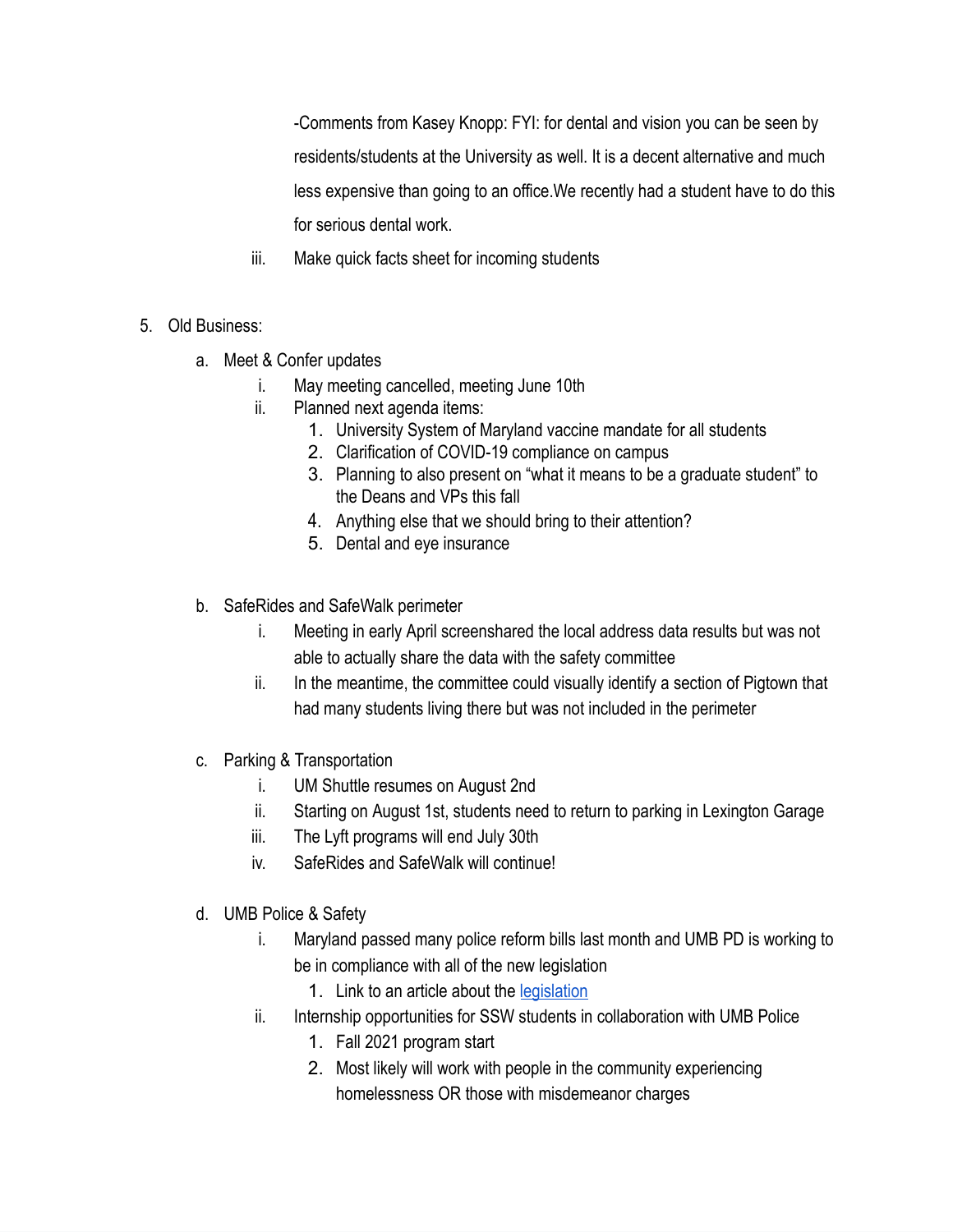-Comments from Kasey Knopp: FYI: for dental and vision you can be seen by residents/students at the University as well. It is a decent alternative and much less expensive than going to an office.We recently had a student have to do this for serious dental work.

iii. Make quick facts sheet for incoming students

5. Old Business:
   a. Meet & Confer updates
      i. May meeting cancelled, meeting June 10th
      ii. Planned next agenda items:
         1. University System of Maryland vaccine mandate for all students
         2. Clarification of COVID-19 compliance on campus
         3. Planning to also present on "what it means to be a graduate student" to the Deans and VPs this fall
         4. Anything else that we should bring to their attention?
         5. Dental and eye insurance

   b. SafeRides and SafeWalk perimeter
      i. Meeting in early April screenshared the local address data results but was not able to actually share the data with the safety committee
      ii. In the meantime, the committee could visually identify a section of Pigtown that had many students living there but was not included in the perimeter

   c. Parking & Transportation
      i. UM Shuttle resumes on August 2nd
      ii. Starting on August 1st, students need to return to parking in Lexington Garage
      iii. The Lyft programs will end July 30th
      iv. SafeRides and SafeWalk will continue!

   d. UMB Police & Safety
      i. Maryland passed many police reform bills last month and UMB PD is working to be in compliance with all of the new legislation
         1. Link to an article about the legislation
      ii. Internship opportunities for SSW students in collaboration with UMB Police
         1. Fall 2021 program start
         2. Most likely will work with people in the community experiencing homelessness OR those with misdemeanor charges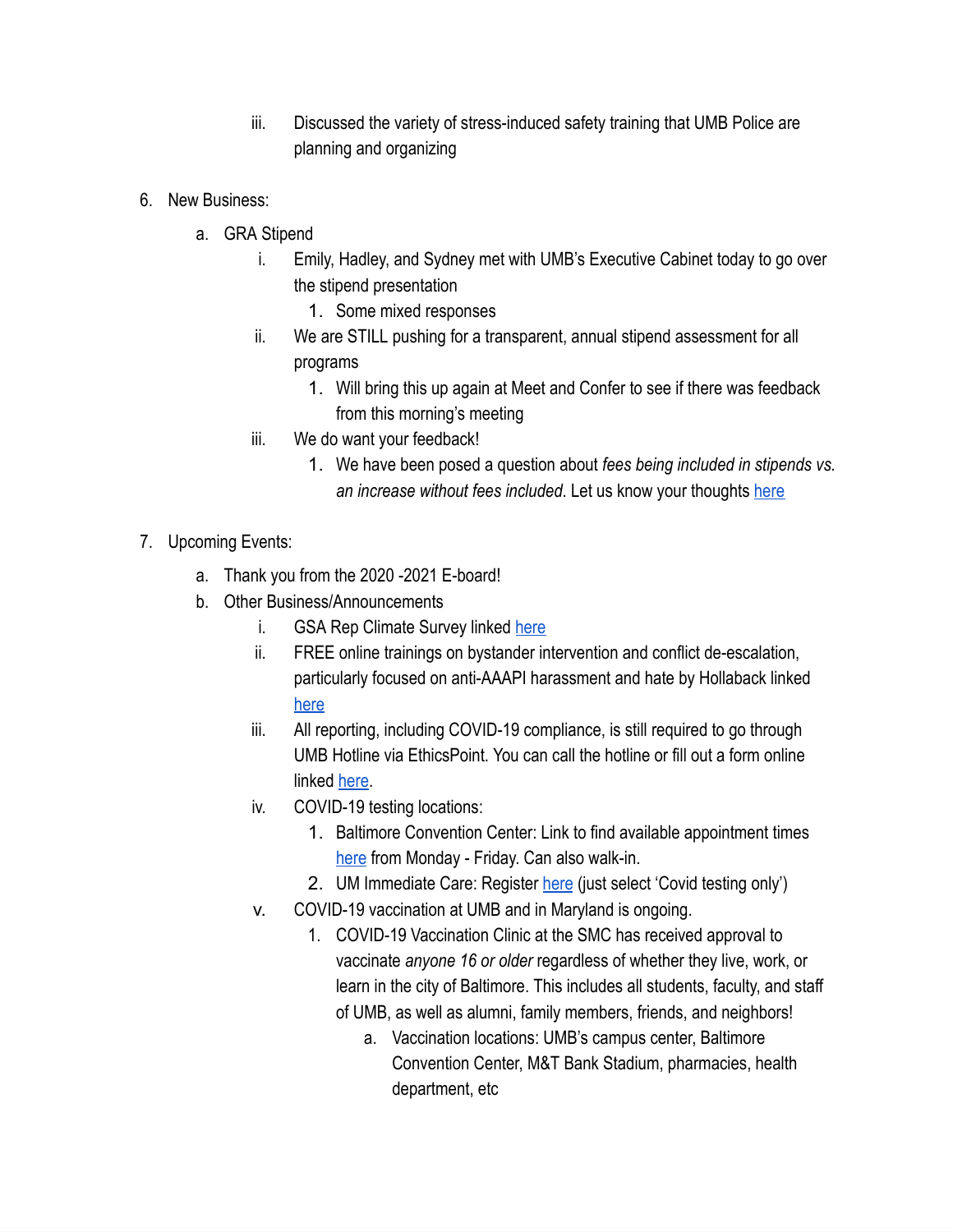iii. Discussed the variety of stress-induced safety training that UMB Police are planning and organizing

6. New Business:
    a. GRA Stipend
        i. Emily, Hadley, and Sydney met with UMB's Executive Cabinet today to go over the stipend presentation
            1. Some mixed responses
        ii. We are STILL pushing for a transparent, annual stipend assessment for all programs
            1. Will bring this up again at Meet and Confer to see if there was feedback from this morning's meeting
        iii. We do want your feedback!
            1. We have been posed a question about *fees being included in stipends vs. an increase without fees included*. Let us know your thoughts here

7. Upcoming Events:
    a. Thank you from the 2020 -2021 E-board!
    b. Other Business/Announcements
        i. GSA Rep Climate Survey linked here
        ii. FREE online trainings on bystander intervention and conflict de-escalation, particularly focused on anti-AAAPI harassment and hate by Hollaback linked here
        iii. All reporting, including COVID-19 compliance, is still required to go through UMB Hotline via EthicsPoint. You can call the hotline or fill out a form online linked here.
        iv. COVID-19 testing locations:
            1. Baltimore Convention Center: Link to find available appointment times here from Monday - Friday. Can also walk-in.
            2. UM Immediate Care: Register here (just select 'Covid testing only')
        v. COVID-19 vaccination at UMB and in Maryland is ongoing.
            1. COVID-19 Vaccination Clinic at the SMC has received approval to vaccinate *anyone 16 or older* regardless of whether they live, work, or learn in the city of Baltimore. This includes all students, faculty, and staff of UMB, as well as alumni, family members, friends, and neighbors!
                a. Vaccination locations: UMB's campus center, Baltimore Convention Center, M&T Bank Stadium, pharmacies, health department, etc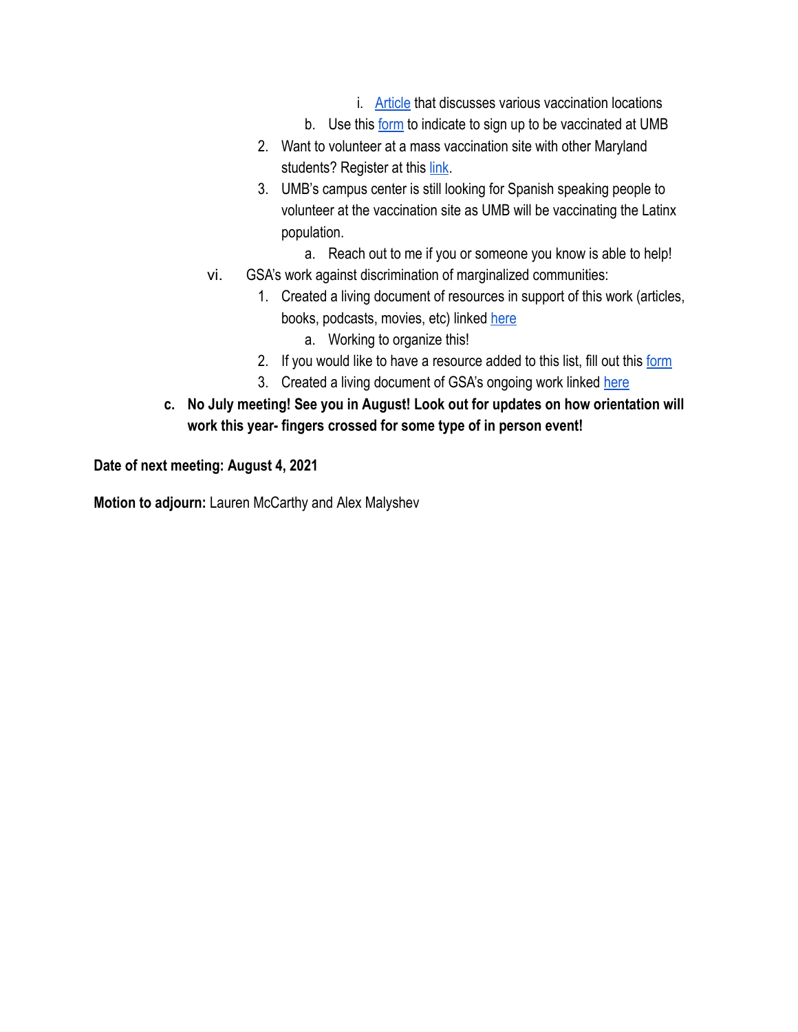i. Article that discusses various vaccination locations
         b. Use this form to indicate to sign up to be vaccinated at UMB
      2. Want to volunteer at a mass vaccination site with other Maryland students? Register at this link.
      3. UMB's campus center is still looking for Spanish speaking people to volunteer at the vaccination site as UMB will be vaccinating the Latinx population.
         a. Reach out to me if you or someone you know is able to help!
   vi. GSA's work against discrimination of marginalized communities:
      1. Created a living document of resources in support of this work (articles, books, podcasts, movies, etc) linked here
         a. Working to organize this!
      2. If you would like to have a resource added to this list, fill out this form
      3. Created a living document of GSA's ongoing work linked here

c. **No July meeting! See you in August! Look out for updates on how orientation will work this year- fingers crossed for some type of in person event!**

**Date of next meeting: August 4, 2021**

**Motion to adjourn:** Lauren McCarthy and Alex Malyshev